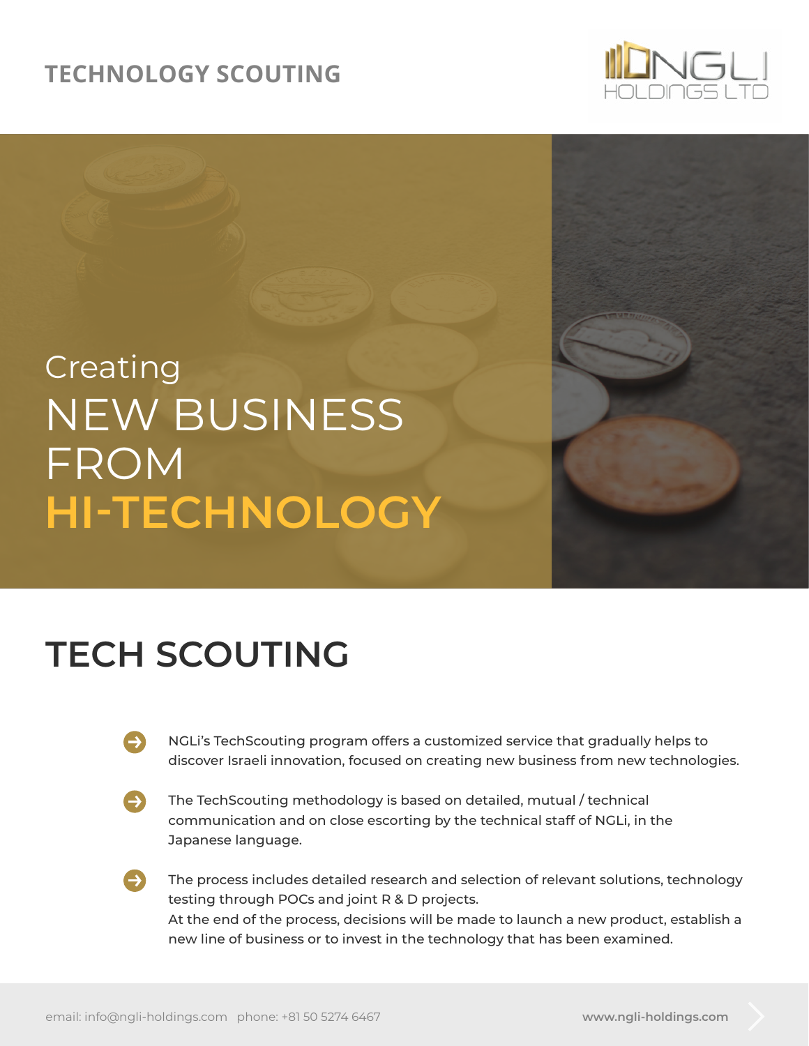# TECHNOLOGY SCOUTING

NGLI HOLDINGS LTD

Creating
NEW BUSINESS
FROM
**HI-TECHNOLOGY**

## TECH SCOUTING

- NGLi's TechScouting program offers a customized service that gradually helps to discover Israeli innovation, focused on creating new business from new technologies.
- The TechScouting methodology is based on detailed, mutual / technical communication and on close escorting by the technical staff of NGLi, in the Japanese language.
- The process includes detailed research and selection of relevant solutions, technology testing through POCs and joint R & D projects.
  At the end of the process, decisions will be made to launch a new product, establish a new line of business or to invest in the technology that has been examined.

email: info@ngli-holdings.com phone: +81 50 5274 6467 **www.ngli-holdings.com**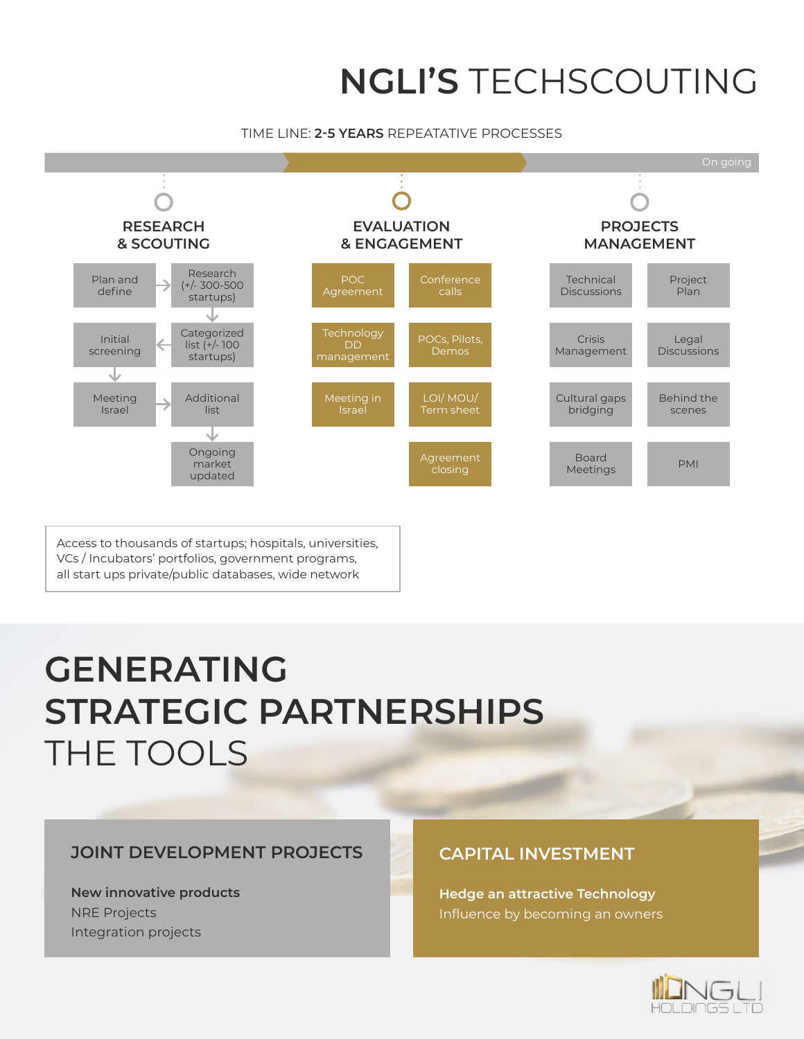# NGLI'S TECHSCOUTING

TIME LINE: **2-5 YEARS** REPEATATIVE PROCESSES

On going

## RESEARCH & SCOUTING

- Plan and define
- Research (+/- 300-500 startups)
- Categorized list (+/- 100 startups)
- Initial screening
- Meeting Israel
- Additional list
- Ongoing market updated

## EVALUATION & ENGAGEMENT

- POC Agreement
- Conference calls
- Technology DD management
- POCs, Pilots, Demos
- Meeting in Israel
- LOI/ MOU/ Term sheet
- Agreement closing

## PROJECTS MANAGEMENT

- Technical Discussions
- Project Plan
- Crisis Management
- Legal Discussions
- Cultural gaps bridging
- Behind the scenes
- Board Meetings
- PMI

Access to thousands of startups; hospitals, universities, VCs / Incubators' portfolios, government programs, all start ups private/public databases, wide network

# GENERATING STRATEGIC PARTNERSHIPS THE TOOLS

## JOINT DEVELOPMENT PROJECTS

**New innovative products**
NRE Projects
Integration projects

## CAPITAL INVESTMENT

**Hedge an attractive Technology**
Influence by becoming an owners

NGLI HOLDINGS LTD